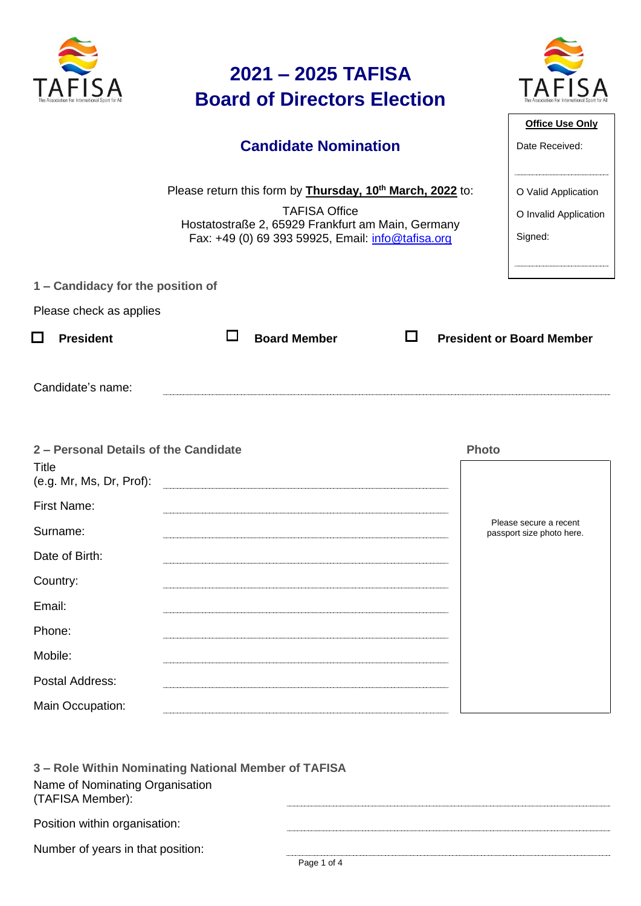# 2021 – 2025 TAFISA Board of Directors Election

## Candidate Nomination

Please return this form by **Thursday, 10th March, 2022** to:

TAFISA Office
Hostatostraße 2, 65929 Frankfurt am Main, Germany
Fax: +49 (0) 69 393 59925, Email: info@tafisa.org

**Office Use Only**

Date Received: ..................

O Valid Application

O Invalid Application

Signed: ..................

### 1 – Candidacy for the position of

Please check as applies

☐ **President** ☐ **Board Member** ☐ **President or Board Member**

Candidate's name: ..................

### 2 – Personal Details of the Candidate

Title (e.g. Mr, Ms, Dr, Prof): ..................

First Name: ..................

Surname: ..................

Date of Birth: ..................

Country: ..................

Email: ..................

Phone: ..................

Mobile: ..................

Postal Address: ..................

Main Occupation: ..................

**Photo**

Please secure a recent passport size photo here.

### 3 – Role Within Nominating National Member of TAFISA

Name of Nominating Organisation (TAFISA Member): ..................

Position within organisation: ..................

Number of years in that position: ..................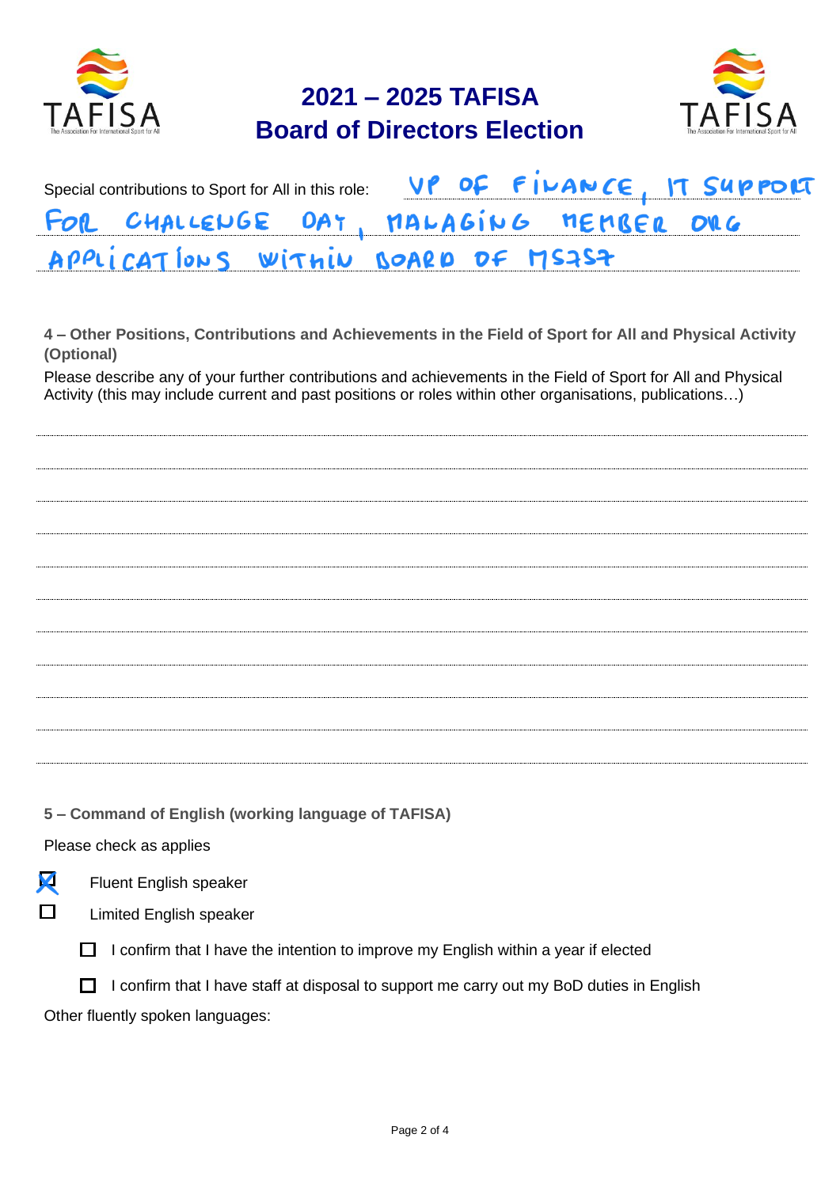# 2021 – 2025 TAFISA Board of Directors Election

Special contributions to Sport for All in this role: VP OF FINANCE, IT SUPPORT FOR CHALLENGE DAY, MANAGING MEMBER ORG APPLICATIONS WITHIN BOARD OF MS7S7

**4 – Other Positions, Contributions and Achievements in the Field of Sport for All and Physical Activity (Optional)**

Please describe any of your further contributions and achievements in the Field of Sport for All and Physical Activity (this may include current and past positions or roles within other organisations, publications…)

**5 – Command of English (working language of TAFISA)**

Please check as applies

- [x] Fluent English speaker
- [ ] Limited English speaker
  - [ ] I confirm that I have the intention to improve my English within a year if elected
  - [ ] I confirm that I have staff at disposal to support me carry out my BoD duties in English

Other fluently spoken languages: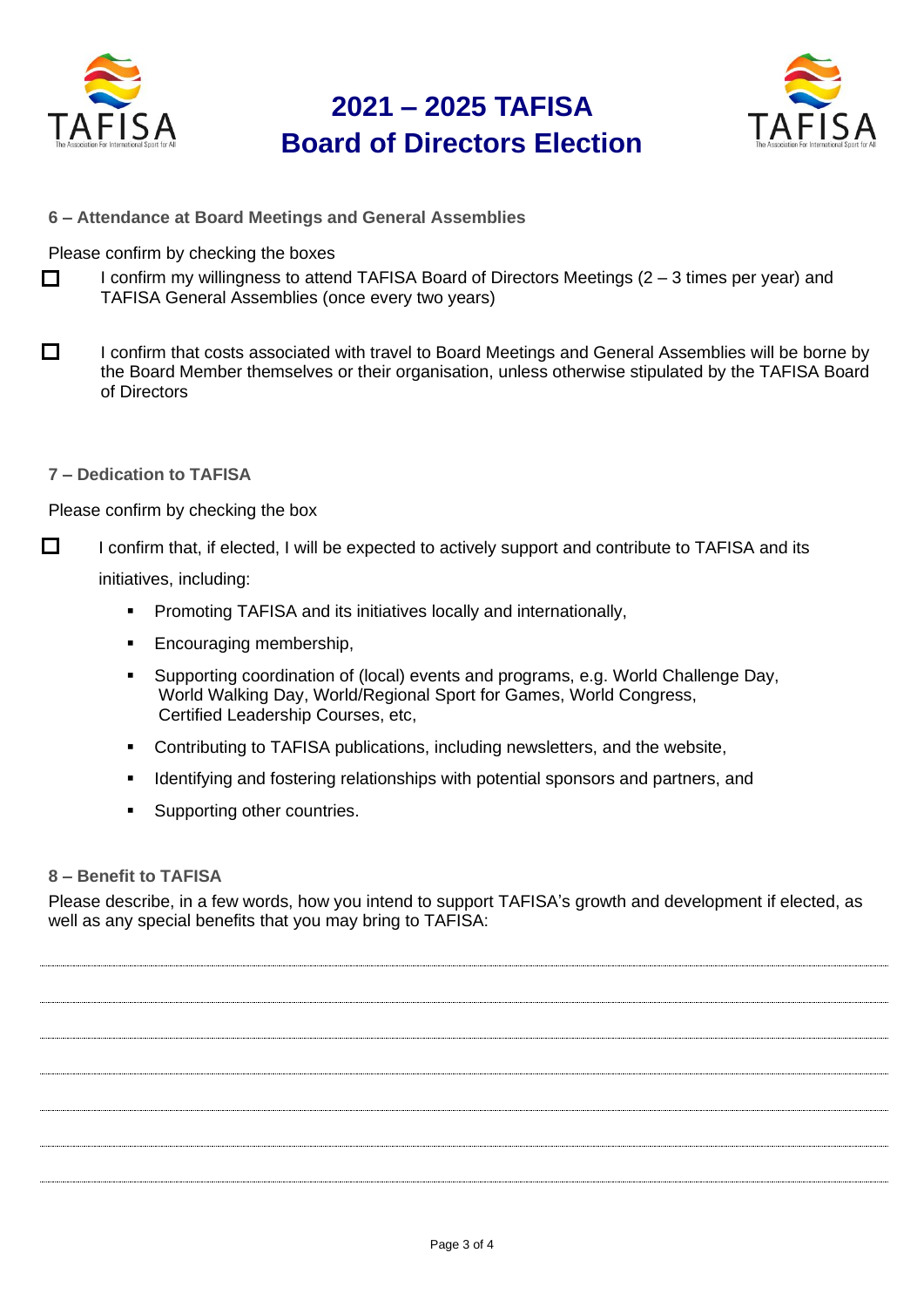# 2021 – 2025 TAFISA Board of Directors Election

**6 – Attendance at Board Meetings and General Assemblies**

Please confirm by checking the boxes

- ☐ I confirm my willingness to attend TAFISA Board of Directors Meetings (2 – 3 times per year) and TAFISA General Assemblies (once every two years)
- ☐ I confirm that costs associated with travel to Board Meetings and General Assemblies will be borne by the Board Member themselves or their organisation, unless otherwise stipulated by the TAFISA Board of Directors

**7 – Dedication to TAFISA**

Please confirm by checking the box

☐ I confirm that, if elected, I will be expected to actively support and contribute to TAFISA and its initiatives, including:

- Promoting TAFISA and its initiatives locally and internationally,
- Encouraging membership,
- Supporting coordination of (local) events and programs, e.g. World Challenge Day, World Walking Day, World/Regional Sport for Games, World Congress, Certified Leadership Courses, etc,
- Contributing to TAFISA publications, including newsletters, and the website,
- Identifying and fostering relationships with potential sponsors and partners, and
- Supporting other countries.

**8 – Benefit to TAFISA**

Please describe, in a few words, how you intend to support TAFISA's growth and development if elected, as well as any special benefits that you may bring to TAFISA:

..........................................................................................................................................

..........................................................................................................................................

..........................................................................................................................................

..........................................................................................................................................

..........................................................................................................................................

..........................................................................................................................................

..........................................................................................................................................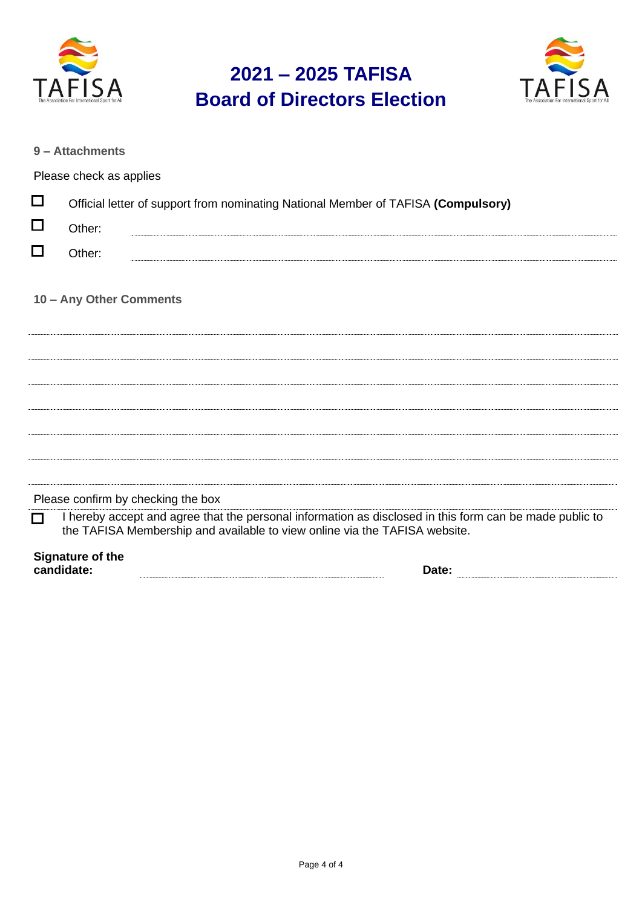# 2021 – 2025 TAFISA Board of Directors Election

**9 – Attachments**

Please check as applies

- ☐ Official letter of support from nominating National Member of TAFISA **(Compulsory)**
- ☐ Other: ____________________
- ☐ Other: ____________________

**10 – Any Other Comments**

____________________

____________________

____________________

____________________

____________________

____________________

____________________

Please confirm by checking the box

☐ I hereby accept and agree that the personal information as disclosed in this form can be made public to the TAFISA Membership and available to view online via the TAFISA website.

**Signature of the candidate:** ____________________ **Date:** ____________________